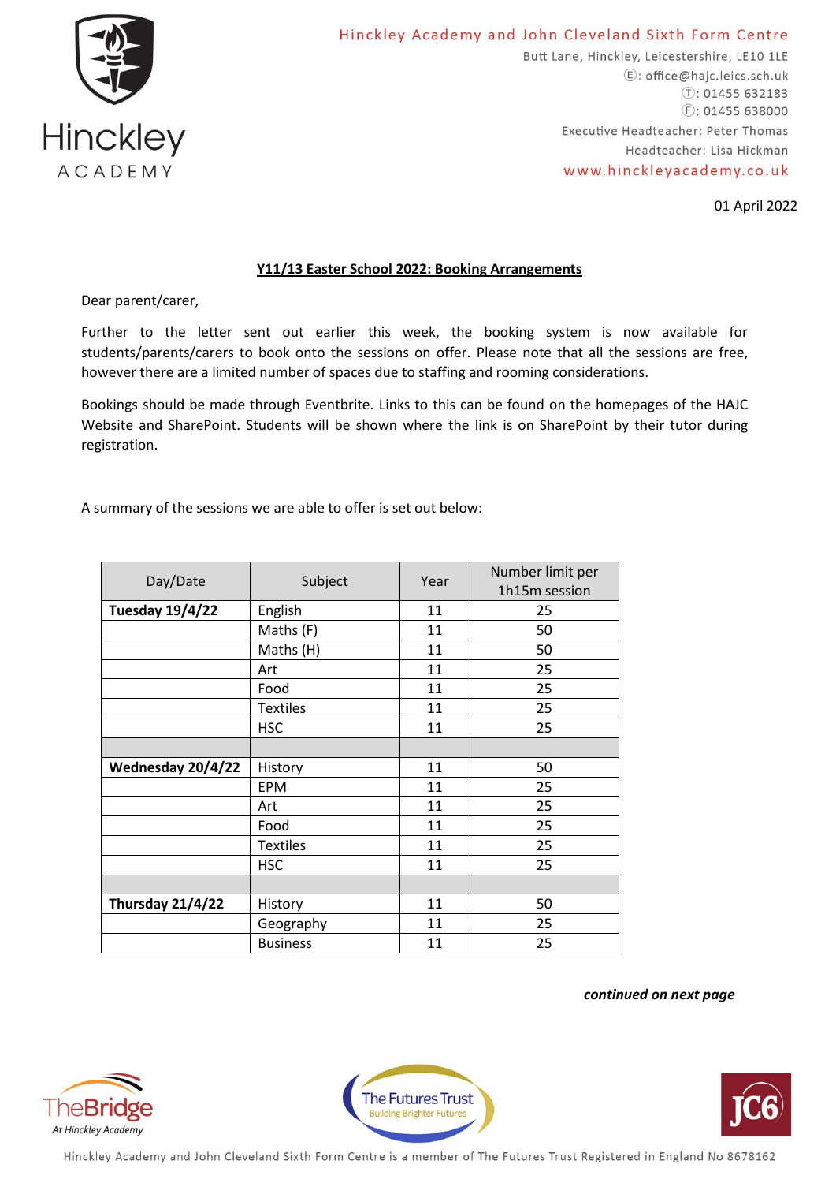Hinckley Academy and John Cleveland Sixth Form Centre
Butt Lane, Hinckley, Leicestershire, LE10 1LE
E: office@hajc.leics.sch.uk
T: 01455 632183
F: 01455 638000
Executive Headteacher: Peter Thomas
Headteacher: Lisa Hickman
www.hinckleyacademy.co.uk

01 April 2022

**Y11/13 Easter School 2022: Booking Arrangements**

Dear parent/carer,

Further to the letter sent out earlier this week, the booking system is now available for students/parents/carers to book onto the sessions on offer. Please note that all the sessions are free, however there are a limited number of spaces due to staffing and rooming considerations.

Bookings should be made through Eventbrite. Links to this can be found on the homepages of the HAJC Website and SharePoint. Students will be shown where the link is on SharePoint by their tutor during registration.

A summary of the sessions we are able to offer is set out below:

| Day/Date | Subject | Year | Number limit per 1h15m session |
|---|---|---|---|
| **Tuesday 19/4/22** | English | 11 | 25 |
| | Maths (F) | 11 | 50 |
| | Maths (H) | 11 | 50 |
| | Art | 11 | 25 |
| | Food | 11 | 25 |
| | Textiles | 11 | 25 |
| | HSC | 11 | 25 |
| | | | |
| **Wednesday 20/4/22** | History | 11 | 50 |
| | EPM | 11 | 25 |
| | Art | 11 | 25 |
| | Food | 11 | 25 |
| | Textiles | 11 | 25 |
| | HSC | 11 | 25 |
| | | | |
| **Thursday 21/4/22** | History | 11 | 50 |
| | Geography | 11 | 25 |
| | Business | 11 | 25 |

***continued on next page***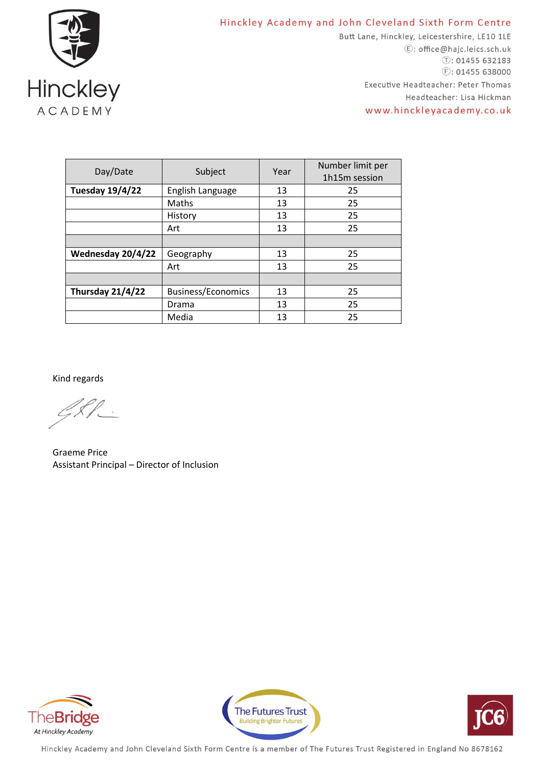Hinckley Academy and John Cleveland Sixth Form Centre
Butt Lane, Hinckley, Leicestershire, LE10 1LE
E: office@hajc.leics.sch.uk
T: 01455 632183
F: 01455 638000
Executive Headteacher: Peter Thomas
Headteacher: Lisa Hickman
www.hinckleyacademy.co.uk

| Day/Date | Subject | Year | Number limit per 1h15m session |
|---|---|---|---|
| **Tuesday 19/4/22** | English Language | 13 | 25 |
| | Maths | 13 | 25 |
| | History | 13 | 25 |
| | Art | 13 | 25 |
| | | | |
| **Wednesday 20/4/22** | Geography | 13 | 25 |
| | Art | 13 | 25 |
| | | | |
| **Thursday 21/4/22** | Business/Economics | 13 | 25 |
| | Drama | 13 | 25 |
| | Media | 13 | 25 |

Kind regards

Graeme Price
Assistant Principal – Director of Inclusion

Hinckley Academy and John Cleveland Sixth Form Centre is a member of The Futures Trust Registered in England No 8678162